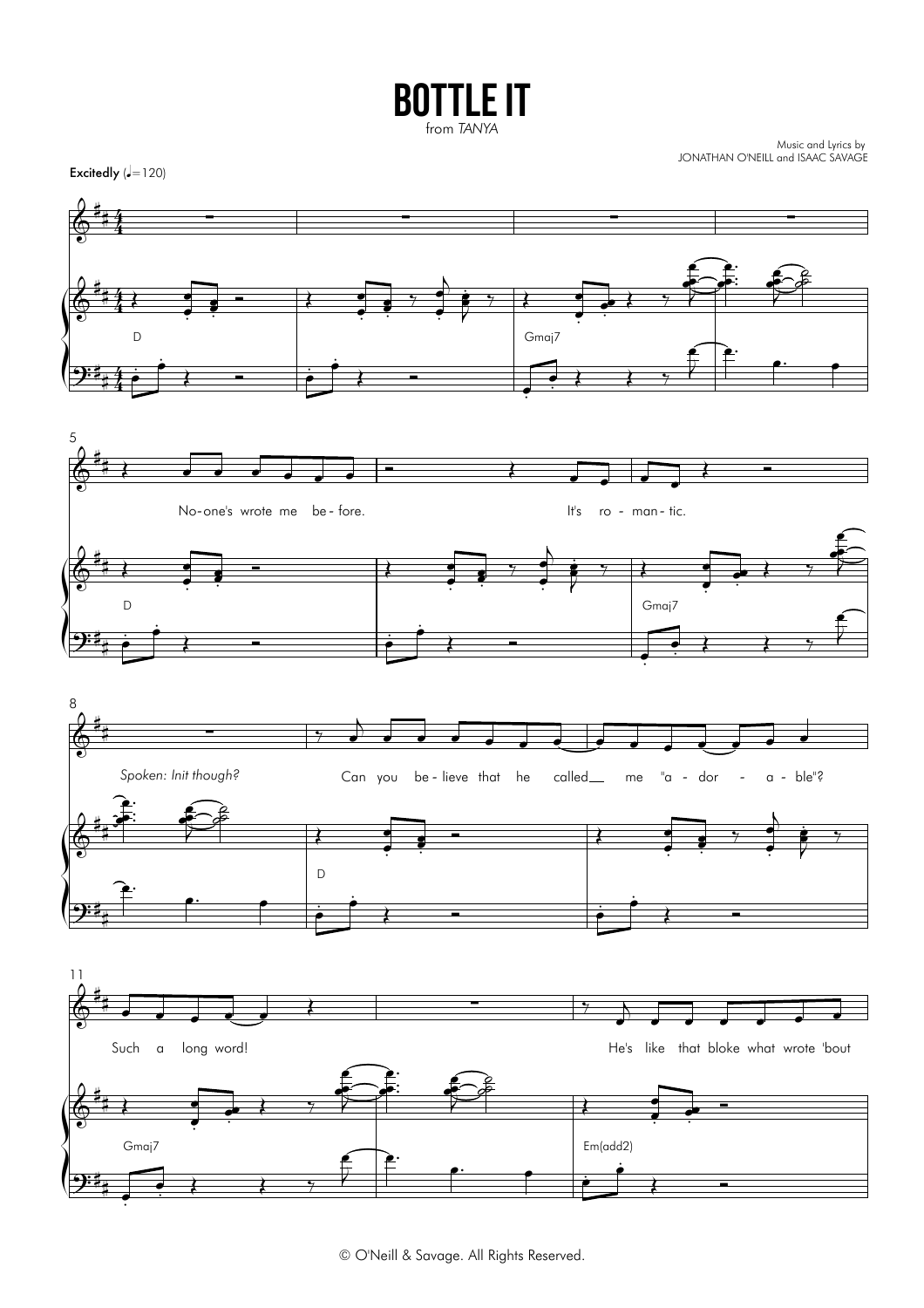# BOTTLE IT

from *TANYA*

Music and Lyrics by
JONATHAN O'NEILL and ISAAC SAVAGE

**Excitedly** (♩=120)

D

Gmaj7

No-one's wrote me be - fore. It's ro - man - tic.

D

Gmaj7

*Spoken: Init though?*

Can you be - lieve that he called me "a - dor - a - ble"?

D

Such a long word!

He's like that bloke what wrote 'bout

Gmaj7

Em(add2)

© O'Neill & Savage. All Rights Reserved.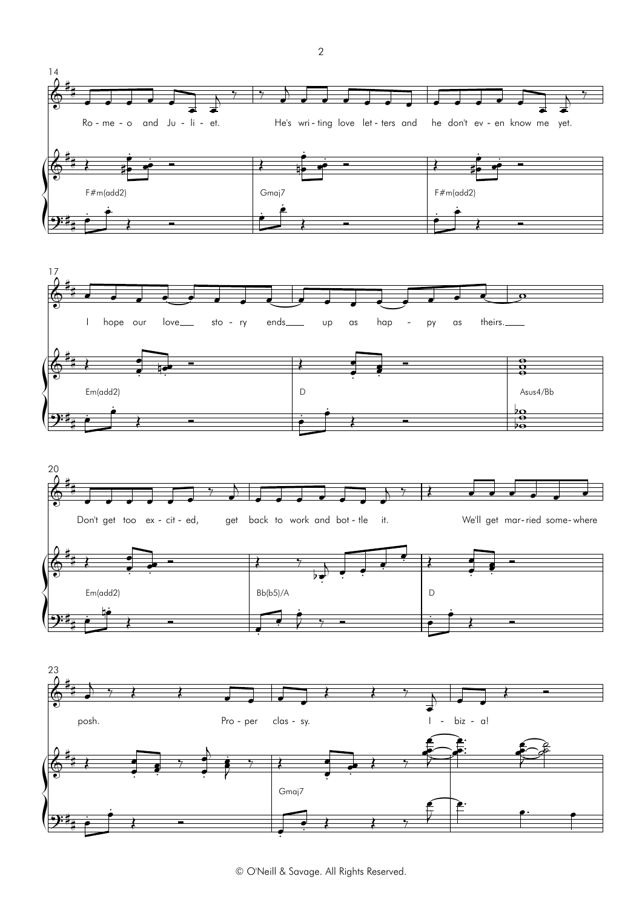14

Ro - me - o and Ju - li - et. He's wri - ting love let - ters and he don't ev - en know me yet.

F#m(add2) Gmaj7 F#m(add2)

17

I hope our love___ sto - ry ends___ up as hap - py as theirs.___

Em(add2) D Asus4/Bb

20

Don't get too ex - cit - ed, get back to work and bot - tle it. We'll get mar - ried some - where

Em(add2) Bb(b5)/A D

23

posh. Pro - per clas - sy. I - biz - a!

Gmaj7

© O'Neill & Savage. All Rights Reserved.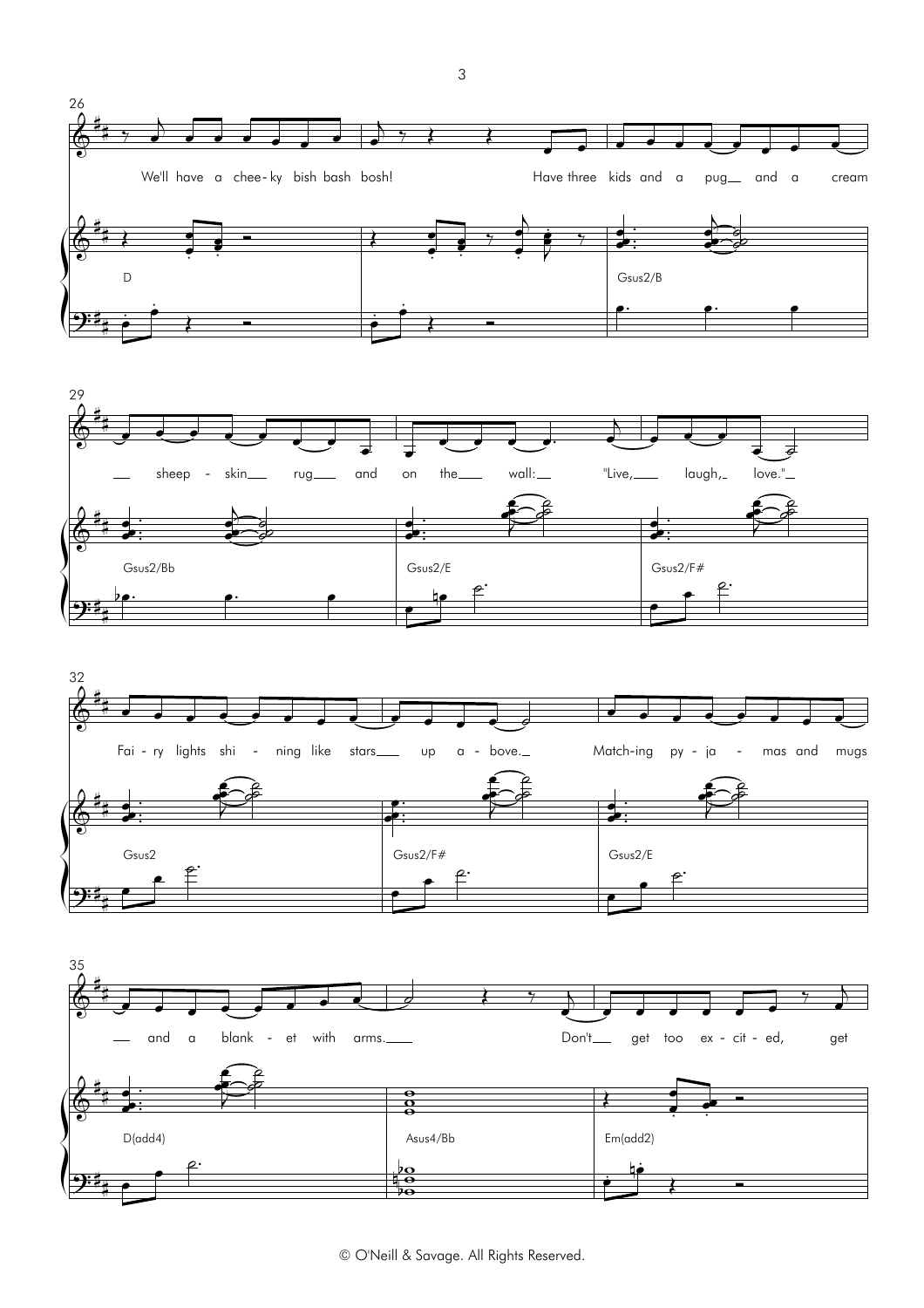26

We'll have a chee-ky bish bash bosh! Have three kids and a pug__ and a cream

D Gsus2/B

29

__ sheep - skin__ rug__ and on the__ wall:__ "Live,__ laugh,_ love."_

Gsus2/Bb Gsus2/E Gsus2/F#

32

Fai - ry lights shi - ning like stars__ up a - bove._ Match-ing py - ja - mas and mugs

Gsus2 Gsus2/F# Gsus2/E

35

__ and a blank - et with arms.__ Don't__ get too ex - cit - ed, get

D(add4) Asus4/Bb Em(add2)

© O'Neill & Savage. All Rights Reserved.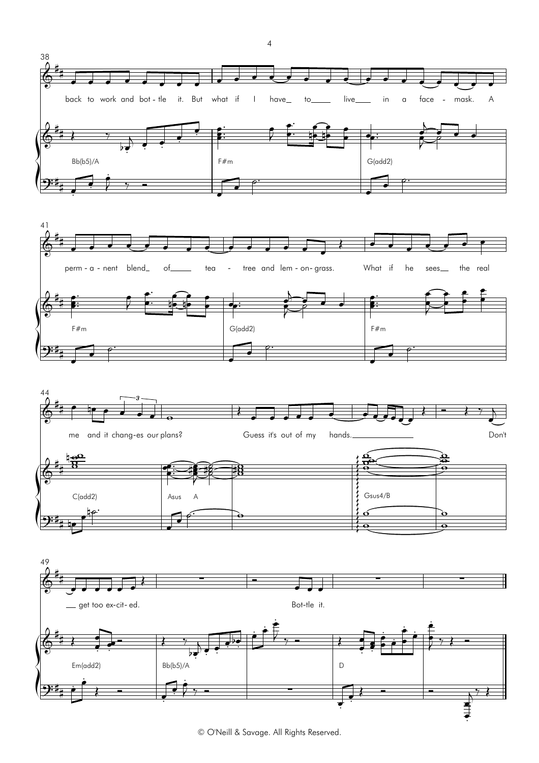38

back to work and bot - tle it. But what if I have_ to_____ live____ in a face - mask. A

Bb(b5)/A F#m G(add2)

41

perm - a - nent blend_ of_____ tea - tree and lem - on- grass. What if he sees__ the real

F#m G(add2) F#m

44

me and it chang-es our plans? Guess it's out of my hands.______________ Don't

C(add2) Asus A Gsus4/B

49

__ get too ex-cit- ed. Bot-tle it.

Em(add2) Bb(b5)/A D

© O'Neill & Savage. All Rights Reserved.